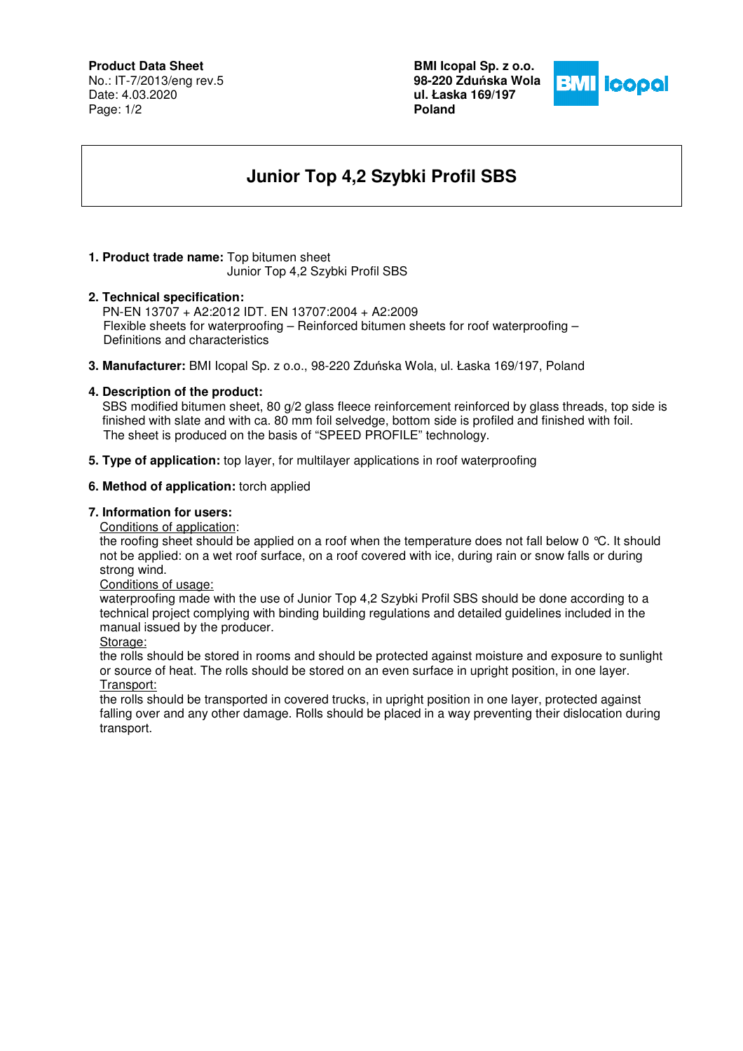**Product Data Sheet**
No.: IT-7/2013/eng rev.5
Date: 4.03.2020

**BMI Icopal Sp. z o.o.**
**98-220 Zduńska Wola**
**ul. Łaska 169/197**
**Poland**

# Junior Top 4,2 Szybki Profil SBS

1. **Product trade name:** Top bitumen sheet
   Junior Top 4,2 Szybki Profil SBS

2. **Technical specification:**
   PN-EN 13707 + A2:2012 IDT. EN 13707:2004 + A2:2009
   Flexible sheets for waterproofing – Reinforced bitumen sheets for roof waterproofing – Definitions and characteristics

3. **Manufacturer:** BMI Icopal Sp. z o.o., 98-220 Zduńska Wola, ul. Łaska 169/197, Poland

4. **Description of the product:**
   SBS modified bitumen sheet, 80 g/2 glass fleece reinforcement reinforced by glass threads, top side is finished with slate and with ca. 80 mm foil selvedge, bottom side is profiled and finished with foil.
   The sheet is produced on the basis of "SPEED PROFILE" technology.

5. **Type of application:** top layer, for multilayer applications in roof waterproofing

6. **Method of application:** torch applied

7. **Information for users:**
   Conditions of application:
   the roofing sheet should be applied on a roof when the temperature does not fall below 0 ℃. It should not be applied: on a wet roof surface, on a roof covered with ice, during rain or snow falls or during strong wind.
   Conditions of usage:
   waterproofing made with the use of Junior Top 4,2 Szybki Profil SBS should be done according to a technical project complying with binding building regulations and detailed guidelines included in the manual issued by the producer.
   Storage:
   the rolls should be stored in rooms and should be protected against moisture and exposure to sunlight or source of heat. The rolls should be stored on an even surface in upright position, in one layer.
   Transport:
   the rolls should be transported in covered trucks, in upright position in one layer, protected against falling over and any other damage. Rolls should be placed in a way preventing their dislocation during transport.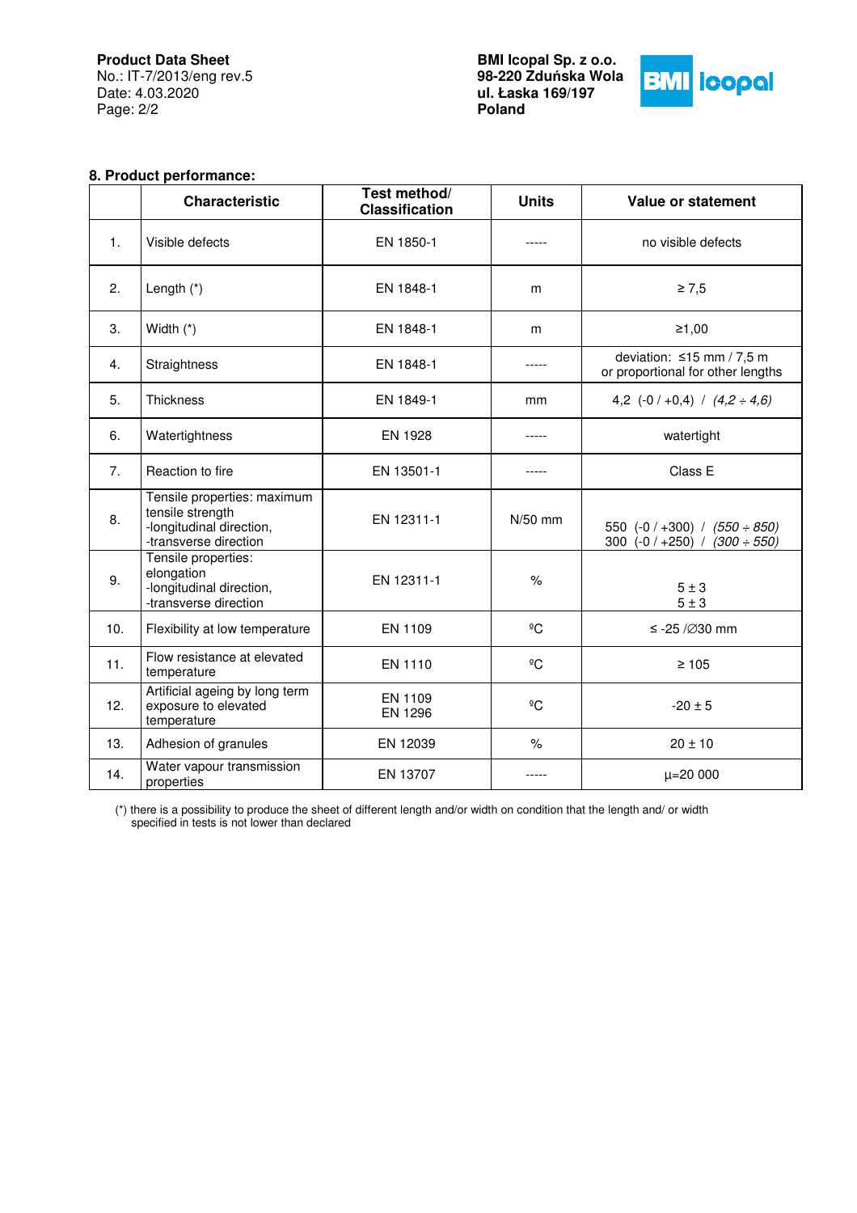**Product Data Sheet**
No.: IT-7/2013/eng rev.5
Date: 4.03.2020

**BMI Icopal Sp. z o.o.**
**98-220 Zduńska Wola**
**ul. Łaska 169/197**
**Poland**

### 8. Product performance:

| | Characteristic | Test method/ Classification | Units | Value or statement |
|---|---|---|---|---|
| 1. | Visible defects | EN 1850-1 | ----- | no visible defects |
| 2. | Length (*) | EN 1848-1 | m | ≥ 7,5 |
| 3. | Width (*) | EN 1848-1 | m | ≥1,00 |
| 4. | Straightness | EN 1848-1 | ----- | deviation: ≤15 mm / 7,5 m or proportional for other lengths |
| 5. | Thickness | EN 1849-1 | mm | 4,2 (-0 / +0,4) / *(4,2 ÷ 4,6)* |
| 6. | Watertightness | EN 1928 | ----- | watertight |
| 7. | Reaction to fire | EN 13501-1 | ----- | Class E |
| 8. | Tensile properties: maximum tensile strength -longitudinal direction, -transverse direction | EN 12311-1 | N/50 mm | 550 (-0 / +300) / *(550 ÷ 850)* 300 (-0 / +250) / *(300 ÷ 550)* |
| 9. | Tensile properties: elongation -longitudinal direction, -transverse direction | EN 12311-1 | % | 5 ± 3 5 ± 3 |
| 10. | Flexibility at low temperature | EN 1109 | ºC | ≤ -25 /∅30 mm |
| 11. | Flow resistance at elevated temperature | EN 1110 | ºC | ≥ 105 |
| 12. | Artificial ageing by long term exposure to elevated temperature | EN 1109 EN 1296 | ºC | -20 ± 5 |
| 13. | Adhesion of granules | EN 12039 | % | 20 ± 10 |
| 14. | Water vapour transmission properties | EN 13707 | ----- | μ=20 000 |

(*) there is a possibility to produce the sheet of different length and/or width on condition that the length and/ or width specified in tests is not lower than declared